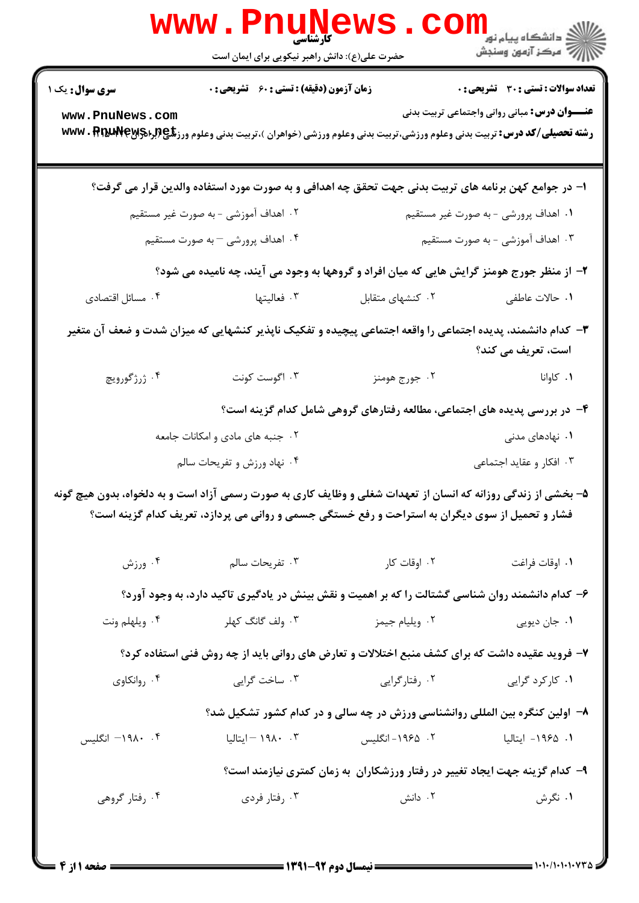**کارشناسی**

حضرت علی(ع): دانش راهبر نیکویی برای ایمان است

**سری سوال:** یک ۱ | **زمان آزمون (دقیقه) : تستی :** ۶۰ **تشریحی :** ۰ | **تعداد سوالات : تستی :** ۳۰ **تشریحی :** ۰

**عنـــوان درس:** مبانی روانی واجتماعی تربیت بدنی

**رشته تحصیلی/کد درس:** تربیت بدنی وعلوم ورزشی،تربیت بدنی وعلوم ورزشی (خواهران )،تربیت بدنی وعلوم ورزشی (برادران) ۱۲۱۵۰۰۲

۱- در جوامع کهن برنامه های تربیت بدنی جهت تحقق چه اهدافی و به صورت مورد استفاده والدین قرار می گرفت؟

۱. اهداف پرورشی - به صورت غیر مستقیم

۲. اهداف آموزشی - به صورت غیر مستقیم

۳. اهداف آموزشی - به صورت مستقیم

۴. اهداف پرورشی – به صورت مستقیم

۲- از منظر جورج هومنز گرایش هایی که میان افراد و گروهها به وجود می آیند، چه نامیده می شود؟

۱. حالات عاطفی

۲. کنشهای متقابل

۳. فعالیتها

۴. مسائل اقتصادی

۳- کدام دانشمند، پدیده اجتماعی را واقعه اجتماعی پیچیده و تفکیک ناپذیر کنشهایی که میزان شدت و ضعف آن متغیر است، تعریف می کند؟

۱. کاوانا

۲. جورج هومنز

۳. اگوست کونت

۴. ژرژگورویچ

۴- در بررسی پدیده های اجتماعی، مطالعه رفتارهای گروهی شامل کدام گزینه است؟

۱. نهادهای مدنی

۲. جنبه های مادی و امکانات جامعه

۳. افکار و عقاید اجتماعی

۴. نهاد ورزش و تفریحات سالم

۵- بخشی از زندگی روزانه که انسان از تعهدات شغلی و وظایف کاری به صورت رسمی آزاد است و به دلخواه، بدون هیچ گونه فشار و تحمیل از سوی دیگران به استراحت و رفع خستگی جسمی و روانی می پردازد، تعریف کدام گزینه است؟

۱. اوقات فراغت

۲. اوقات کار

۳. تفریحات سالم

۴. ورزش

۶- کدام دانشمند روان شناسی گشتالت را که بر اهمیت و نقش بینش در یادگیری تاکید دارد، به وجود آورد؟

۱. جان دیویی

۲. ویلیام جیمز

۳. ولف گانگ کهلر

۴. ویلهلم ونت

۷- فروید عقیده داشت که برای کشف منبع اختلالات و تعارض های روانی باید از چه روش فنی استفاده کرد؟

۱. کارکرد گرایی

۲. رفتارگرایی

۳. ساخت گرایی

۴. روانکاوی

۸- اولین کنگره بین المللی روانشناسی ورزش در چه سالی و در کدام کشور تشکیل شد؟

۱. ۱۹۶۵- ایتالیا

۲. ۱۹۶۵- انگلیس

۳. ۱۹۸۰ – ایتالیا

۴. ۱۹۸۰– انگلیس

۹- کدام گزینه جهت ایجاد تغییر در رفتار ورزشکاران به زمان کمتری نیازمند است؟

۱. نگرش

۲. دانش

۳. رفتار فردی

۴. رفتار گروهی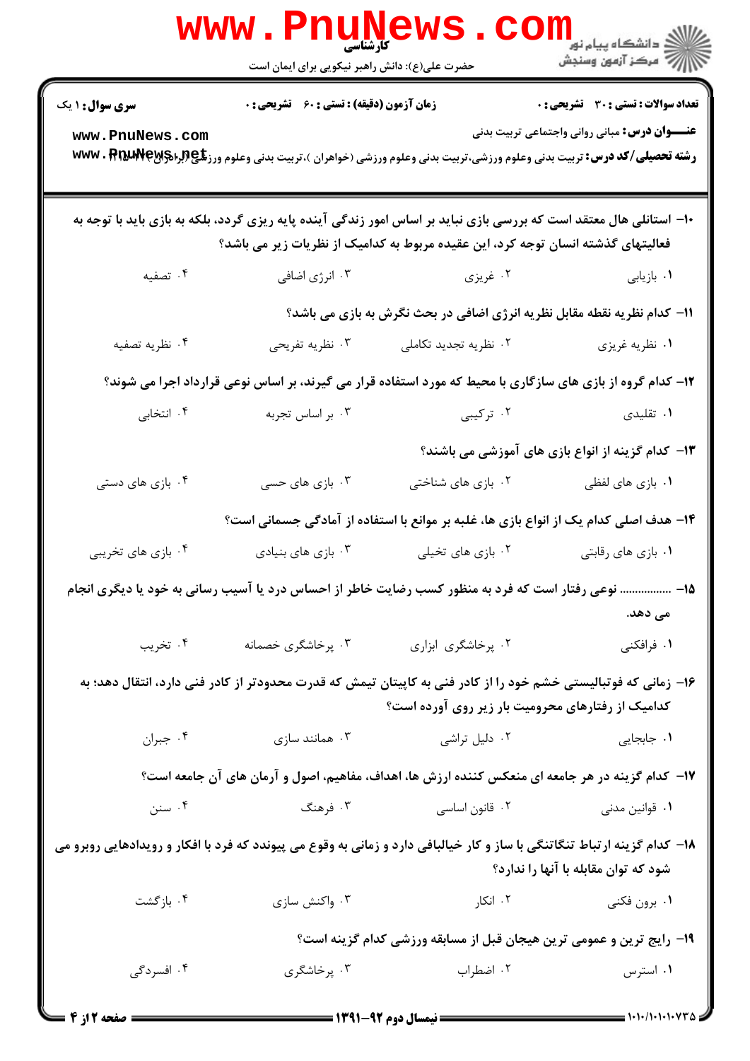**سری سوال:** ۱ یک | **زمان آزمون (دقیقه):** تستی : ۶۰ تشریحی : ۰ | **تعداد سوالات:** تستی : ۳۰ تشریحی : ۰

**عنـــوان درس:** مبانی روانی واجتماعی تربیت بدنی

**رشته تحصیلی/کد درس:** تربیت بدنی وعلوم ورزشی،تربیت بدنی وعلوم ورزشی (خواهران )،تربیت بدنی وعلوم ورزشی (برادران) ۱۲۱۵۰۰۹

۱۰- استانلی هال معتقد است که بررسی بازی نباید بر اساس امور زندگی آینده پایه ریزی گردد، بلکه به بازی باید با توجه به فعالیتهای گذشته انسان توجه کرد، این عقیده مربوط به کدامیک از نظریات زیر می باشد؟

۱. بازیابی
۲. غریزی
۳. انرژی اضافی
۴. تصفیه

۱۱- کدام نظریه نقطه مقابل نظریه انرژی اضافی در بحث نگرش به بازی می باشد؟

۱. نظریه غریزی
۲. نظریه تجدید تکاملی
۳. نظریه تفریحی
۴. نظریه تصفیه

۱۲- کدام گروه از بازی های سازگاری با محیط که مورد استفاده قرار می گیرند، بر اساس نوعی قرارداد اجرا می شوند؟

۱. تقلیدی
۲. ترکیبی
۳. بر اساس تجربه
۴. انتخابی

۱۳- کدام گزینه از انواع بازی های آموزشی می باشند؟

۱. بازی های لفظی
۲. بازی های شناختی
۳. بازی های حسی
۴. بازی های دستی

۱۴- هدف اصلی کدام یک از انواع بازی ها، غلبه بر موانع با استفاده از آمادگی جسمانی است؟

۱. بازی های رقابتی
۲. بازی های تخیلی
۳. بازی های بنیادی
۴. بازی های تخریبی

۱۵- ................ نوعی رفتار است که فرد به منظور کسب رضایت خاطر از احساس درد یا آسیب رسانی به خود یا دیگری انجام می دهد.

۱. فرافکنی
۲. پرخاشگری ابزاری
۳. پرخاشگری خصمانه
۴. تخریب

۱۶- زمانی که فوتبالیستی خشم خود را از کادر فنی به کاپیتان تیمش که قدرت محدودتر از کادر فنی دارد، انتقال دهد؛ به کدامیک از رفتارهای محرومیت بار زیر روی آورده است؟

۱. جابجایی
۲. دلیل تراشی
۳. همانند سازی
۴. جبران

۱۷- کدام گزینه در هر جامعه ای منعکس کننده ارزش ها، اهداف، مفاهیم، اصول و آرمان های آن جامعه است؟

۱. قوانین مدنی
۲. قانون اساسی
۳. فرهنگ
۴. سنن

۱۸- کدام گزینه ارتباط تنگاتنگی با ساز و کار خیالبافی دارد و زمانی به وقوع می پیوندد که فرد با افکار و رویدادهایی روبرو می شود که توان مقابله با آنها را ندارد؟

۱. برون فکنی
۲. انکار
۳. واکنش سازی
۴. بازگشت

۱۹- رایج ترین و عمومی ترین هیجان قبل از مسابقه ورزشی کدام گزینه است؟

۱. استرس
۲. اضطراب
۳. پرخاشگری
۴. افسردگی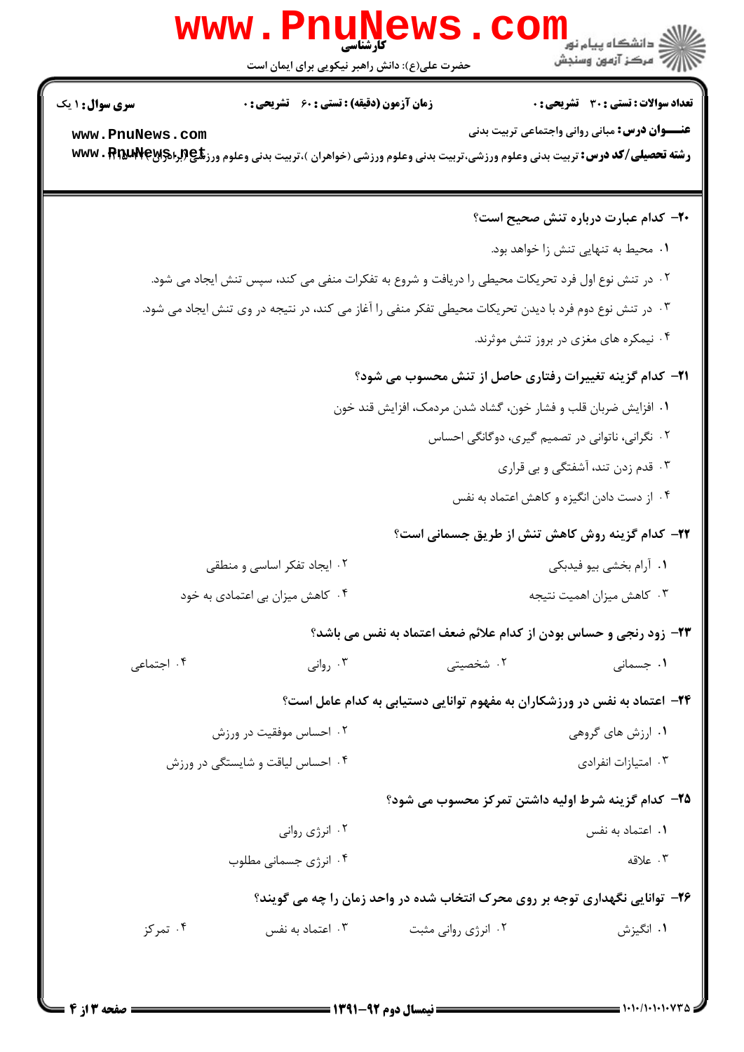**۲۰- کدام عبارت درباره تنش صحیح است؟**

۱. محیط به تنهایی تنش زا خواهد بود.

۲. در تنش نوع اول فرد تحریکات محیطی را دریافت و شروع به تفکرات منفی می کند، سپس تنش ایجاد می شود.

۳. در تنش نوع دوم فرد با دیدن تحریکات محیطی تفکر منفی را آغاز می کند، در نتیجه در وی تنش ایجاد می شود.

۴. نیمکره های مغزی در بروز تنش موثرند.

**۲۱- کدام گزینه تغییرات رفتاری حاصل از تنش محسوب می شود؟**

۱. افزایش ضربان قلب و فشار خون، گشاد شدن مردمک، افزایش قند خون

۲. نگرانی، ناتوانی در تصمیم گیری، دوگانگی احساس

۳. قدم زدن تند، آشفتگی و بی قراری

۴. از دست دادن انگیزه و کاهش اعتماد به نفس

**۲۲- کدام گزینه روش کاهش تنش از طریق جسمانی است؟**

۱. آرام بخشی بیو فیدبکی

۲. ایجاد تفکر اساسی و منطقی

۳. کاهش میزان اهمیت نتیجه

۴. کاهش میزان بی اعتمادی به خود

**۲۳- زود رنجی و حساس بودن از کدام علائم ضعف اعتماد به نفس می باشد؟**

۱. جسمانی

۲. شخصیتی

۳. روانی

۴. اجتماعی

**۲۴- اعتماد به نفس در ورزشکاران به مفهوم توانایی دستیابی به کدام عامل است؟**

۱. ارزش های گروهی

۲. احساس موفقیت در ورزش

۳. امتیازات انفرادی

۴. احساس لیاقت و شایستگی در ورزش

**۲۵- کدام گزینه شرط اولیه داشتن تمرکز محسوب می شود؟**

۱. اعتماد به نفس

۲. انرژی روانی

۳. علاقه

۴. انرژی جسمانی مطلوب

**۲۶- توانایی نگهداری توجه بر روی محرک انتخاب شده در واحد زمان را چه می گویند؟**

۱. انگیزش

۲. انرژی روانی مثبت

۳. اعتماد به نفس

۴. تمرکز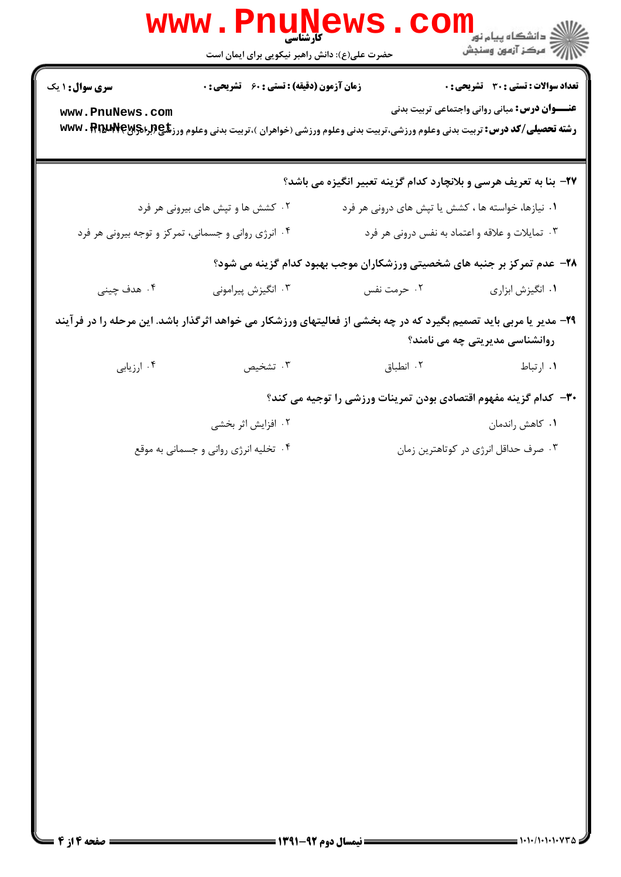**۲۷- بنا به تعریف هرسی و بلانچارد کدام گزینه تعبیر انگیزه می باشد؟**

۱. نیازها، خواسته ها ، کشش یا تپش های درونی هر فرد

۲. کشش ها و تپش های بیرونی هر فرد

۳. تمایلات و علاقه و اعتماد به نفس درونی هر فرد

۴. انرژی روانی و جسمانی، تمرکز و توجه بیرونی هر فرد

**۲۸- عدم تمرکز بر جنبه های شخصیتی ورزشکاران موجب بهبود کدام گزینه می شود؟**

۱. انگیزش ابزاری

۲. حرمت نفس

۳. انگیزش پیرامونی

۴. هدف چینی

**۲۹- مدیر یا مربی باید تصمیم بگیرد که در چه بخشی از فعالیتهای ورزشکار می خواهد اثرگذار باشد. این مرحله را در فرآیند روانشناسی مدیریتی چه می نامند؟**

۱. ارتباط

۲. انطباق

۳. تشخیص

۴. ارزیابی

**۳۰- کدام گزینه مفهوم اقتصادی بودن تمرینات ورزشی را توجیه می کند؟**

۱. کاهش راندمان

۲. افزایش اثر بخشی

۳. صرف حداقل انرژی در کوتاهترین زمان

۴. تخلیه انرژی روانی و جسمانی به موقع